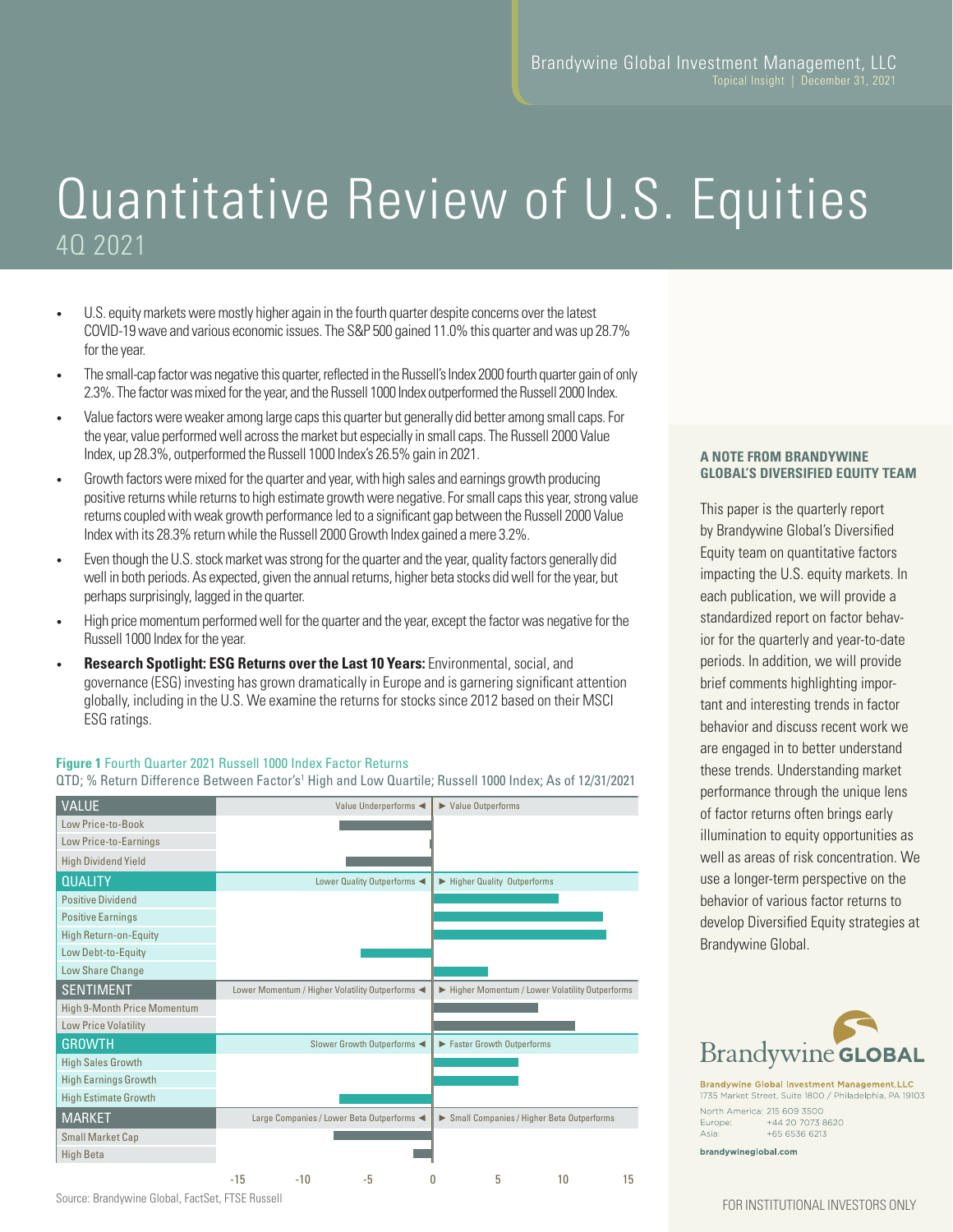Brandywine Global Investment Management, LLC
Topical Insight | December 31, 2021

# Quantitative Review of U.S. Equities

## 4Q 2021

- U.S. equity markets were mostly higher again in the fourth quarter despite concerns over the latest COVID-19 wave and various economic issues. The S&P 500 gained 11.0% this quarter and was up 28.7% for the year.
- The small-cap factor was negative this quarter, reflected in the Russell's Index 2000 fourth quarter gain of only 2.3%. The factor was mixed for the year, and the Russell 1000 Index outperformed the Russell 2000 Index.
- Value factors were weaker among large caps this quarter but generally did better among small caps. For the year, value performed well across the market but especially in small caps. The Russell 2000 Value Index, up 28.3%, outperformed the Russell 1000 Index's 26.5% gain in 2021.
- Growth factors were mixed for the quarter and year, with high sales and earnings growth producing positive returns while returns to high estimate growth were negative. For small caps this year, strong value returns coupled with weak growth performance led to a significant gap between the Russell 2000 Value Index with its 28.3% return while the Russell 2000 Growth Index gained a mere 3.2%.
- Even though the U.S. stock market was strong for the quarter and the year, quality factors generally did well in both periods. As expected, given the annual returns, higher beta stocks did well for the year, but perhaps surprisingly, lagged in the quarter.
- High price momentum performed well for the quarter and the year, except the factor was negative for the Russell 1000 Index for the year.
- **Research Spotlight: ESG Returns over the Last 10 Years:** Environmental, social, and governance (ESG) investing has grown dramatically in Europe and is garnering significant attention globally, including in the U.S. We examine the returns for stocks since 2012 based on their MSCI ESG ratings.

**Figure 1** Fourth Quarter 2021 Russell 1000 Index Factor Returns

QTD; % Return Difference Between Factor's[1] High and Low Quartile; Russell 1000 Index; As of 12/31/2021

| Factor | Approx. Return Difference (%) |
|---|---|
| **VALUE** (Value Underperforms ◄ / ► Value Outperforms) | |
| Low Price-to-Book | ≈ -7 |
| Low Price-to-Earnings | ≈ -0.2 |
| High Dividend Yield | ≈ -6.5 |
| **QUALITY** (Lower Quality Outperforms ◄ / ► Higher Quality Outperforms) | |
| Positive Dividend | ≈ 9.7 |
| Positive Earnings | ≈ 13 |
| High Return-on-Equity | ≈ 13.3 |
| Low Debt-to-Equity | ≈ -5.5 |
| Low Share Change | ≈ 4.2 |
| **SENTIMENT** (Lower Momentum / Higher Volatility Outperforms ◄ / ► Higher Momentum / Lower Volatility Outperforms) | |
| High 9-Month Price Momentum | ≈ 8.1 |
| Low Price Volatility | ≈ 10.9 |
| **GROWTH** (Slower Growth Outperforms ◄ / ► Faster Growth Outperforms) | |
| High Sales Growth | ≈ 6.5 |
| High Earnings Growth | ≈ 6.5 |
| High Estimate Growth | ≈ -7 |
| **MARKET** (Large Companies / Lower Beta Outperforms ◄ / ► Small Companies / Higher Beta Outperforms) | |
| Small Market Cap | ≈ -7.5 |
| High Beta | ≈ -1.4 |

Source: Brandywine Global, FactSet, FTSE Russell

### A NOTE FROM BRANDYWINE GLOBAL'S DIVERSIFIED EQUITY TEAM

This paper is the quarterly report by Brandywine Global's Diversified Equity team on quantitative factors impacting the U.S. equity markets. In each publication, we will provide a standardized report on factor behavior for the quarterly and year-to-date periods. In addition, we will provide brief comments highlighting important and interesting trends in factor behavior and discuss recent work we are engaged in to better understand these trends. Understanding market performance through the unique lens of factor returns often brings early illumination to equity opportunities as well as areas of risk concentration. We use a longer-term perspective on the behavior of various factor returns to develop Diversified Equity strategies at Brandywine Global.

Brandywine GLOBAL

Brandywine Global Investment Management, LLC
1735 Market Street, Suite 1800 / Philadelphia, PA 19103

North America: 215 609 3500
Europe: +44 20 7073 8620
Asia: +65 6536 6213

brandywineglobal.com

FOR INSTITUTIONAL INVESTORS ONLY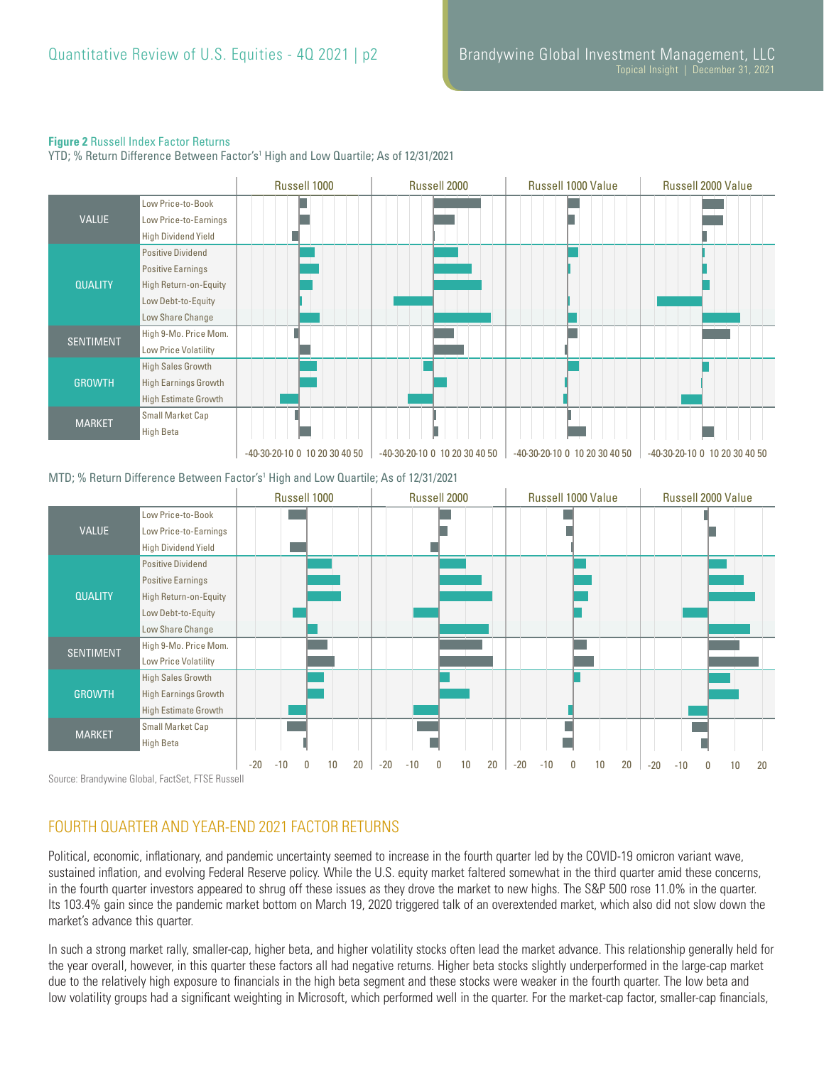**Figure 2** Russell Index Factor Returns

YTD; % Return Difference Between Factor's[1] High and Low Quartile; As of 12/31/2021

MTD; % Return Difference Between Factor's[1] High and Low Quartile; As of 12/31/2021

Source: Brandywine Global, FactSet, FTSE Russell

## FOURTH QUARTER AND YEAR-END 2021 FACTOR RETURNS

Political, economic, inflationary, and pandemic uncertainty seemed to increase in the fourth quarter led by the COVID-19 omicron variant wave, sustained inflation, and evolving Federal Reserve policy. While the U.S. equity market faltered somewhat in the third quarter amid these concerns, in the fourth quarter investors appeared to shrug off these issues as they drove the market to new highs. The S&P 500 rose 11.0% in the quarter. Its 103.4% gain since the pandemic market bottom on March 19, 2020 triggered talk of an overextended market, which also did not slow down the market's advance this quarter.

In such a strong market rally, smaller-cap, higher beta, and higher volatility stocks often lead the market advance. This relationship generally held for the year overall, however, in this quarter these factors all had negative returns. Higher beta stocks slightly underperformed in the large-cap market due to the relatively high exposure to financials in the high beta segment and these stocks were weaker in the fourth quarter. The low beta and low volatility groups had a significant weighting in Microsoft, which performed well in the quarter. For the market-cap factor, smaller-cap financials,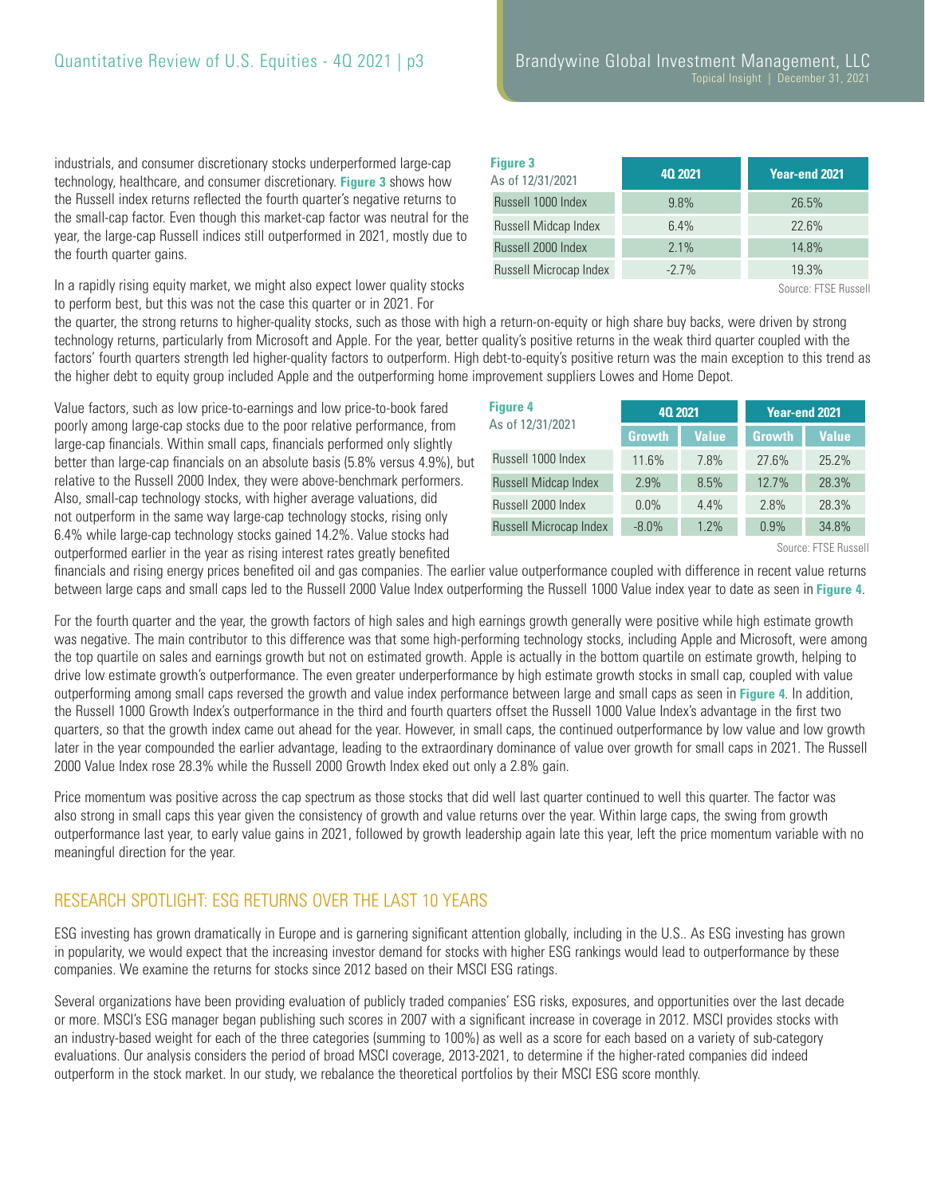industrials, and consumer discretionary stocks underperformed large-cap technology, healthcare, and consumer discretionary. **Figure 3** shows how the Russell index returns reflected the fourth quarter's negative returns to the small-cap factor. Even though this market-cap factor was neutral for the year, the large-cap Russell indices still outperformed in 2021, mostly due to the fourth quarter gains.

**Figure 3**
As of 12/31/2021

| | 4Q 2021 | Year-end 2021 |
|---|---|---|
| Russell 1000 Index | 9.8% | 26.5% |
| Russell Midcap Index | 6.4% | 22.6% |
| Russell 2000 Index | 2.1% | 14.8% |
| Russell Microcap Index | -2.7% | 19.3% |

Source: FTSE Russell

In a rapidly rising equity market, we might also expect lower quality stocks to perform best, but this was not the case this quarter or in 2021. For the quarter, the strong returns to higher-quality stocks, such as those with high a return-on-equity or high share buy backs, were driven by strong technology returns, particularly from Microsoft and Apple. For the year, better quality's positive returns in the weak third quarter coupled with the factors' fourth quarters strength led higher-quality factors to outperform. High debt-to-equity's positive return was the main exception to this trend as the higher debt to equity group included Apple and the outperforming home improvement suppliers Lowes and Home Depot.

Value factors, such as low price-to-earnings and low price-to-book fared poorly among large-cap stocks due to the poor relative performance, from large-cap financials. Within small caps, financials performed only slightly better than large-cap financials on an absolute basis (5.8% versus 4.9%), but relative to the Russell 2000 Index, they were above-benchmark performers. Also, small-cap technology stocks, with higher average valuations, did not outperform in the same way large-cap technology stocks, rising only 6.4% while large-cap technology stocks gained 14.2%. Value stocks had outperformed earlier in the year as rising interest rates greatly benefited financials and rising energy prices benefited oil and gas companies. The earlier value outperformance coupled with difference in recent value returns between large caps and small caps led to the Russell 2000 Value Index outperforming the Russell 1000 Value index year to date as seen in **Figure 4**.

**Figure 4**
As of 12/31/2021

| | 4Q 2021 | | Year-end 2021 | |
|---|---|---|---|---|
| | Growth | Value | Growth | Value |
| Russell 1000 Index | 11.6% | 7.8% | 27.6% | 25.2% |
| Russell Midcap Index | 2.9% | 8.5% | 12.7% | 28.3% |
| Russell 2000 Index | 0.0% | 4.4% | 2.8% | 28.3% |
| Russell Microcap Index | -8.0% | 1.2% | 0.9% | 34.8% |

Source: FTSE Russell

For the fourth quarter and the year, the growth factors of high sales and high earnings growth generally were positive while high estimate growth was negative. The main contributor to this difference was that some high-performing technology stocks, including Apple and Microsoft, were among the top quartile on sales and earnings growth but not on estimated growth. Apple is actually in the bottom quartile on estimate growth, helping to drive low estimate growth's outperformance. The even greater underperformance by high estimate growth stocks in small cap, coupled with value outperforming among small caps reversed the growth and value index performance between large and small caps as seen in **Figure 4**. In addition, the Russell 1000 Growth Index's outperformance in the third and fourth quarters offset the Russell 1000 Value Index's advantage in the first two quarters, so that the growth index came out ahead for the year. However, in small caps, the continued outperformance by low value and low growth later in the year compounded the earlier advantage, leading to the extraordinary dominance of value over growth for small caps in 2021. The Russell 2000 Value Index rose 28.3% while the Russell 2000 Growth Index eked out only a 2.8% gain.

Price momentum was positive across the cap spectrum as those stocks that did well last quarter continued to well this quarter. The factor was also strong in small caps this year given the consistency of growth and value returns over the year. Within large caps, the swing from growth outperformance last year, to early value gains in 2021, followed by growth leadership again late this year, left the price momentum variable with no meaningful direction for the year.

## RESEARCH SPOTLIGHT: ESG RETURNS OVER THE LAST 10 YEARS

ESG investing has grown dramatically in Europe and is garnering significant attention globally, including in the U.S.. As ESG investing has grown in popularity, we would expect that the increasing investor demand for stocks with higher ESG rankings would lead to outperformance by these companies. We examine the returns for stocks since 2012 based on their MSCI ESG ratings.

Several organizations have been providing evaluation of publicly traded companies' ESG risks, exposures, and opportunities over the last decade or more. MSCI's ESG manager began publishing such scores in 2007 with a significant increase in coverage in 2012. MSCI provides stocks with an industry-based weight for each of the three categories (summing to 100%) as well as a score for each based on a variety of sub-category evaluations. Our analysis considers the period of broad MSCI coverage, 2013-2021, to determine if the higher-rated companies did indeed outperform in the stock market. In our study, we rebalance the theoretical portfolios by their MSCI ESG score monthly.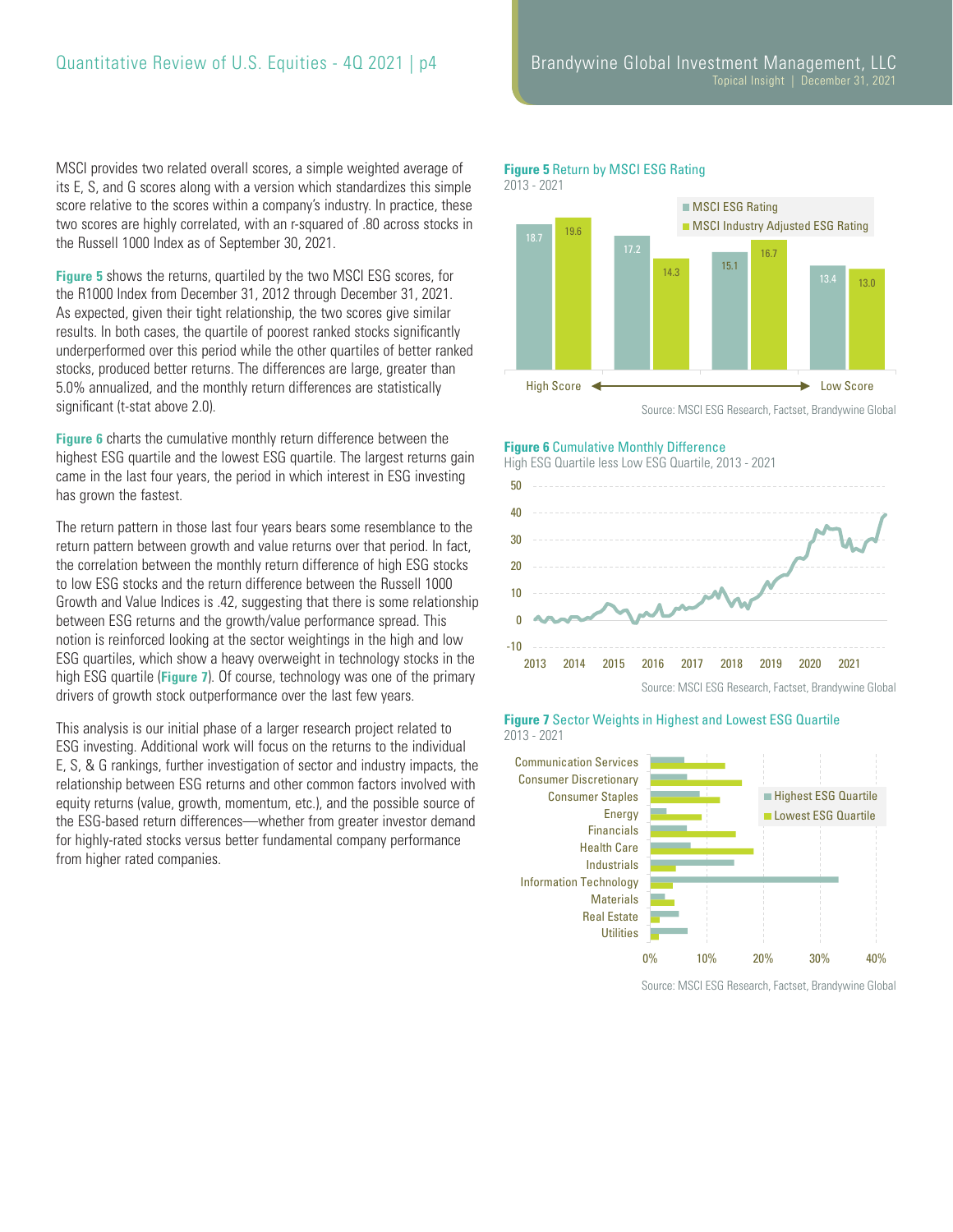MSCI provides two related overall scores, a simple weighted average of its E, S, and G scores along with a version which standardizes this simple score relative to the scores within a company's industry. In practice, these two scores are highly correlated, with an r-squared of .80 across stocks in the Russell 1000 Index as of September 30, 2021.

**Figure 5** shows the returns, quartiled by the two MSCI ESG scores, for the R1000 Index from December 31, 2012 through December 31, 2021. As expected, given their tight relationship, the two scores give similar results. In both cases, the quartile of poorest ranked stocks significantly underperformed over this period while the other quartiles of better ranked stocks, produced better returns. The differences are large, greater than 5.0% annualized, and the monthly return differences are statistically significant (t-stat above 2.0).

**Figure 6** charts the cumulative monthly return difference between the highest ESG quartile and the lowest ESG quartile. The largest returns gain came in the last four years, the period in which interest in ESG investing has grown the fastest.

The return pattern in those last four years bears some resemblance to the return pattern between growth and value returns over that period. In fact, the correlation between the monthly return difference of high ESG stocks to low ESG stocks and the return difference between the Russell 1000 Growth and Value Indices is .42, suggesting that there is some relationship between ESG returns and the growth/value performance spread. This notion is reinforced looking at the sector weightings in the high and low ESG quartiles, which show a heavy overweight in technology stocks in the high ESG quartile (**Figure 7**). Of course, technology was one of the primary drivers of growth stock outperformance over the last few years.

This analysis is our initial phase of a larger research project related to ESG investing. Additional work will focus on the returns to the individual E, S, & G rankings, further investigation of sector and industry impacts, the relationship between ESG returns and other common factors involved with equity returns (value, growth, momentum, etc.), and the possible source of the ESG-based return differences—whether from greater investor demand for highly-rated stocks versus better fundamental company performance from higher rated companies.

**Figure 5** Return by MSCI ESG Rating
2013 - 2021

| Quartile | MSCI ESG Rating | MSCI Industry Adjusted ESG Rating |
|---|---|---|
| 1 (High Score) | 18.7 | 19.6 |
| 2 | 17.2 | 14.3 |
| 3 | 15.1 | 16.7 |
| 4 (Low Score) | 13.4 | 13.0 |

Source: MSCI ESG Research, Factset, Brandywine Global

**Figure 6** Cumulative Monthly Difference
High ESG Quartile less Low ESG Quartile, 2013 - 2021

Source: MSCI ESG Research, Factset, Brandywine Global

**Figure 7** Sector Weights in Highest and Lowest ESG Quartile
2013 - 2021

Source: MSCI ESG Research, Factset, Brandywine Global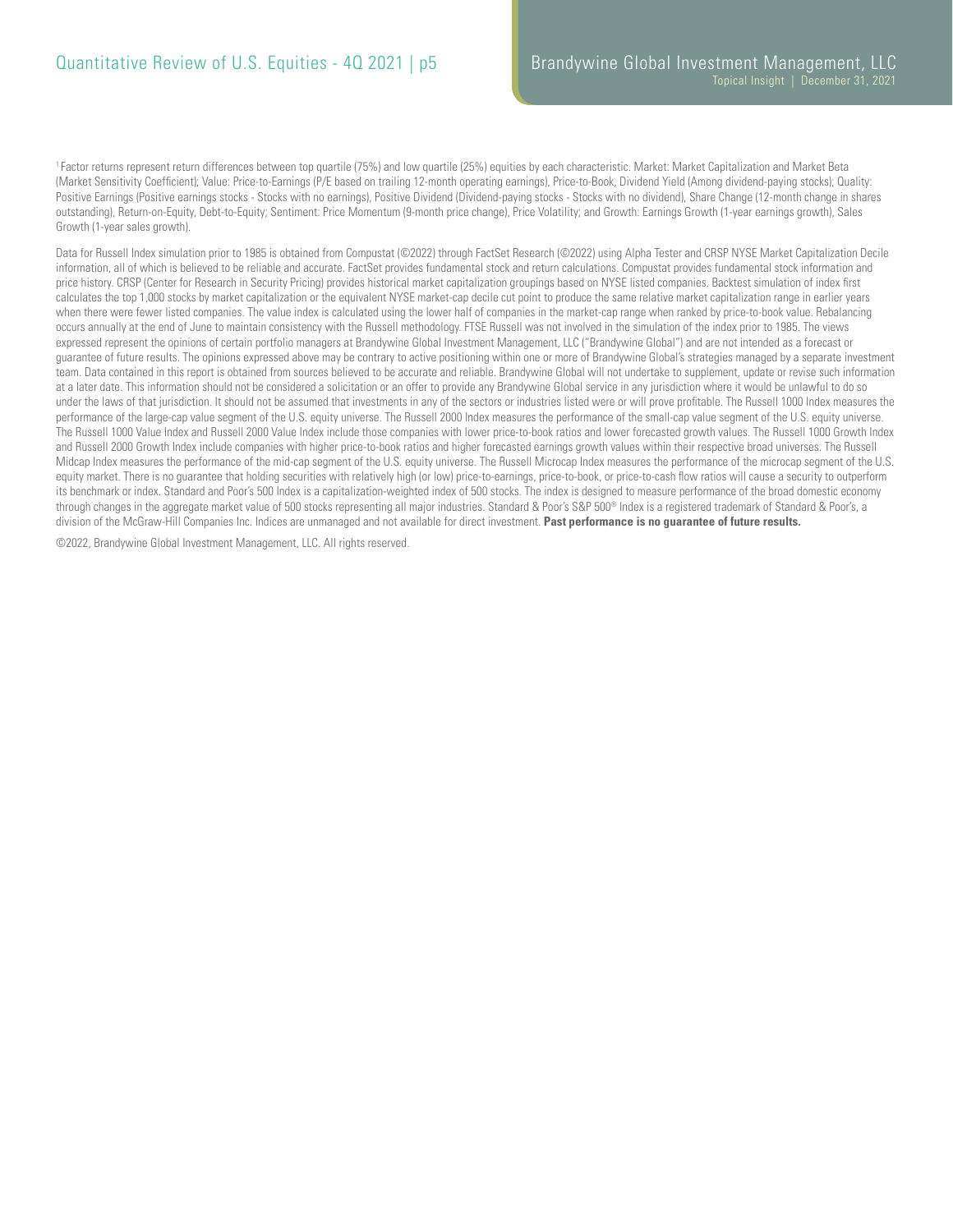[1] Factor returns represent return differences between top quartile (75%) and low quartile (25%) equities by each characteristic. Market: Market Capitalization and Market Beta (Market Sensitivity Coefficient); Value: Price-to-Earnings (P/E based on trailing 12-month operating earnings), Price-to-Book, Dividend Yield (Among dividend-paying stocks); Quality: Positive Earnings (Positive earnings stocks - Stocks with no earnings), Positive Dividend (Dividend-paying stocks - Stocks with no dividend), Share Change (12-month change in shares outstanding), Return-on-Equity, Debt-to-Equity; Sentiment: Price Momentum (9-month price change), Price Volatility; and Growth: Earnings Growth (1-year earnings growth), Sales Growth (1-year sales growth).

Data for Russell Index simulation prior to 1985 is obtained from Compustat (©2022) through FactSet Research (©2022) using Alpha Tester and CRSP NYSE Market Capitalization Decile information, all of which is believed to be reliable and accurate. FactSet provides fundamental stock and return calculations. Compustat provides fundamental stock information and price history. CRSP (Center for Research in Security Pricing) provides historical market capitalization groupings based on NYSE listed companies. Backtest simulation of index first calculates the top 1,000 stocks by market capitalization or the equivalent NYSE market-cap decile cut point to produce the same relative market capitalization range in earlier years when there were fewer listed companies. The value index is calculated using the lower half of companies in the market-cap range when ranked by price-to-book value. Rebalancing occurs annually at the end of June to maintain consistency with the Russell methodology. FTSE Russell was not involved in the simulation of the index prior to 1985. The views expressed represent the opinions of certain portfolio managers at Brandywine Global Investment Management, LLC ("Brandywine Global") and are not intended as a forecast or guarantee of future results. The opinions expressed above may be contrary to active positioning within one or more of Brandywine Global's strategies managed by a separate investment team. Data contained in this report is obtained from sources believed to be accurate and reliable. Brandywine Global will not undertake to supplement, update or revise such information at a later date. This information should not be considered a solicitation or an offer to provide any Brandywine Global service in any jurisdiction where it would be unlawful to do so under the laws of that jurisdiction. It should not be assumed that investments in any of the sectors or industries listed were or will prove profitable. The Russell 1000 Index measures the performance of the large-cap value segment of the U.S. equity universe. The Russell 2000 Index measures the performance of the small-cap value segment of the U.S. equity universe. The Russell 1000 Value Index and Russell 2000 Value Index include those companies with lower price-to-book ratios and lower forecasted growth values. The Russell 1000 Growth Index and Russell 2000 Growth Index include companies with higher price-to-book ratios and higher forecasted earnings growth values within their respective broad universes. The Russell Midcap Index measures the performance of the mid-cap segment of the U.S. equity universe. The Russell Microcap Index measures the performance of the microcap segment of the U.S. equity market. There is no guarantee that holding securities with relatively high (or low) price-to-earnings, price-to-book, or price-to-cash flow ratios will cause a security to outperform its benchmark or index. Standard and Poor's 500 Index is a capitalization-weighted index of 500 stocks. The index is designed to measure performance of the broad domestic economy through changes in the aggregate market value of 500 stocks representing all major industries. Standard & Poor's S&P 500® Index is a registered trademark of Standard & Poor's, a division of the McGraw-Hill Companies Inc. Indices are unmanaged and not available for direct investment. **Past performance is no guarantee of future results.**

©2022, Brandywine Global Investment Management, LLC. All rights reserved.